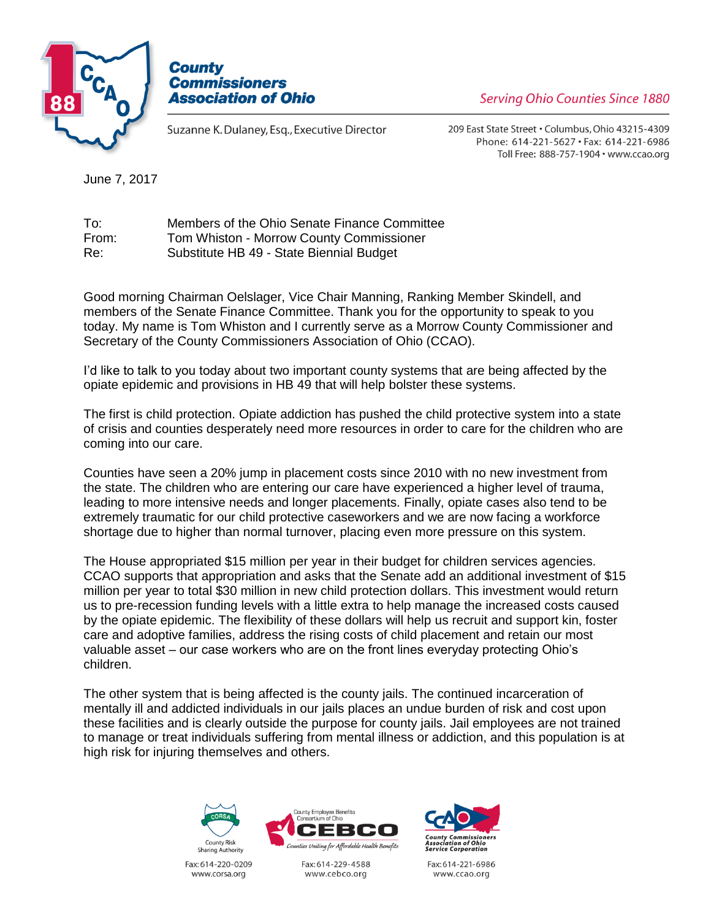**County Commissioners Association of Ohio**

*Serving Ohio Counties Since 1880*

Suzanne K. Dulaney, Esq., Executive Director

209 East State Street • Columbus, Ohio 43215-4309
Phone: 614-221-5627 • Fax: 614-221-6986
Toll Free: 888-757-1904 • www.ccao.org

June 7, 2017

To: Members of the Ohio Senate Finance Committee
From: Tom Whiston - Morrow County Commissioner
Re: Substitute HB 49 - State Biennial Budget

Good morning Chairman Oelslager, Vice Chair Manning, Ranking Member Skindell, and members of the Senate Finance Committee. Thank you for the opportunity to speak to you today. My name is Tom Whiston and I currently serve as a Morrow County Commissioner and Secretary of the County Commissioners Association of Ohio (CCAO).

I'd like to talk to you today about two important county systems that are being affected by the opiate epidemic and provisions in HB 49 that will help bolster these systems.

The first is child protection. Opiate addiction has pushed the child protective system into a state of crisis and counties desperately need more resources in order to care for the children who are coming into our care.

Counties have seen a 20% jump in placement costs since 2010 with no new investment from the state. The children who are entering our care have experienced a higher level of trauma, leading to more intensive needs and longer placements. Finally, opiate cases also tend to be extremely traumatic for our child protective caseworkers and we are now facing a workforce shortage due to higher than normal turnover, placing even more pressure on this system.

The House appropriated $15 million per year in their budget for children services agencies. CCAO supports that appropriation and asks that the Senate add an additional investment of $15 million per year to total $30 million in new child protection dollars. This investment would return us to pre-recession funding levels with a little extra to help manage the increased costs caused by the opiate epidemic. The flexibility of these dollars will help us recruit and support kin, foster care and adoptive families, address the rising costs of child placement and retain our most valuable asset – our case workers who are on the front lines everyday protecting Ohio's children.

The other system that is being affected is the county jails. The continued incarceration of mentally ill and addicted individuals in our jails places an undue burden of risk and cost upon these facilities and is clearly outside the purpose for county jails. Jail employees are not trained to manage or treat individuals suffering from mental illness or addiction, and this population is at high risk for injuring themselves and others.

CORSA County Risk Sharing Authority
Fax: 614-220-0209
www.corsa.org

CEBCO County Employee Benefits Consortium of Ohio — Counties Uniting for Affordable Health Benefits
Fax: 614-229-4588
www.cebco.org

County Commissioners Association of Ohio Service Corporation
Fax: 614-221-6986
www.ccao.org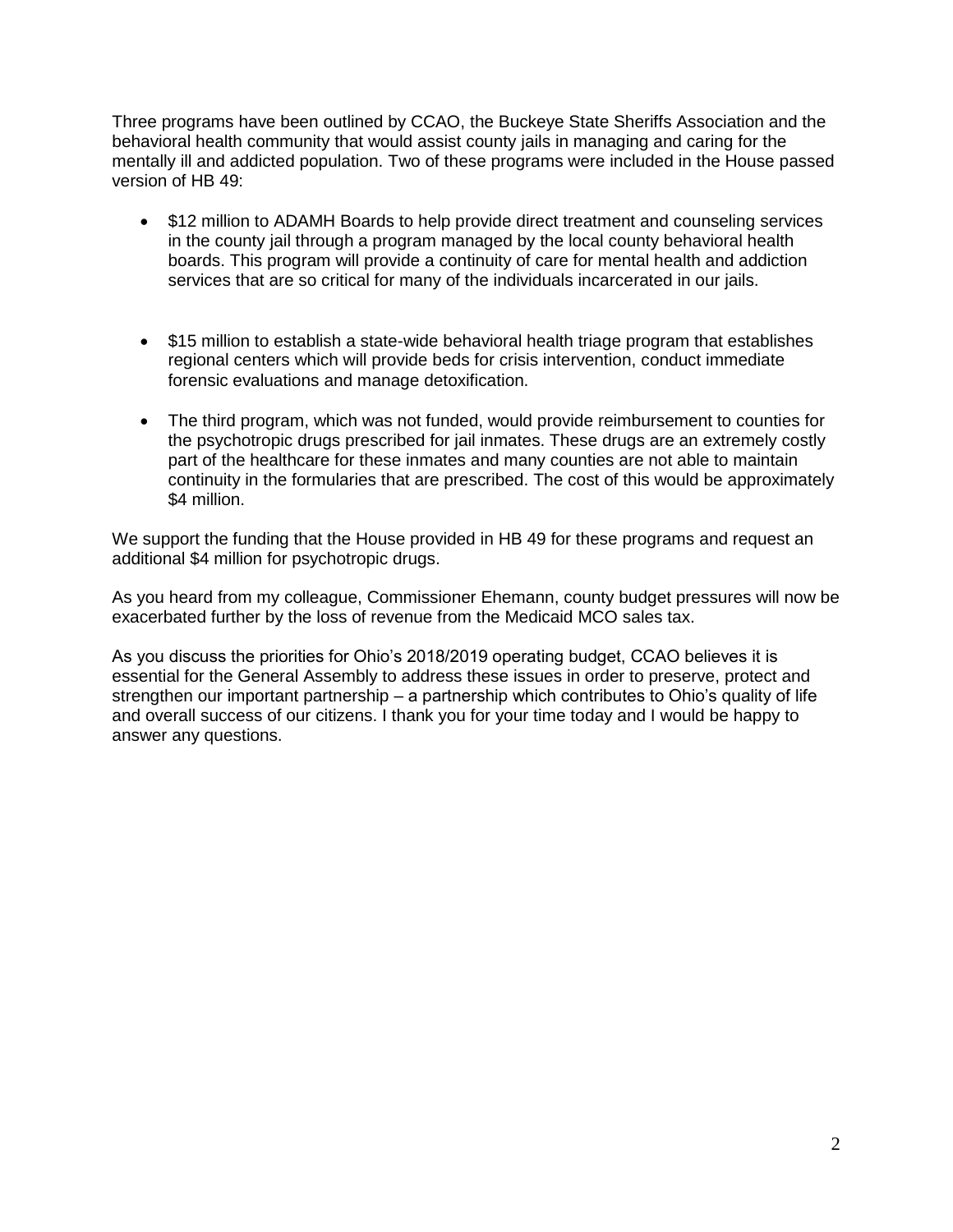Three programs have been outlined by CCAO, the Buckeye State Sheriffs Association and the behavioral health community that would assist county jails in managing and caring for the mentally ill and addicted population. Two of these programs were included in the House passed version of HB 49:

- $12 million to ADAMH Boards to help provide direct treatment and counseling services in the county jail through a program managed by the local county behavioral health boards. This program will provide a continuity of care for mental health and addiction services that are so critical for many of the individuals incarcerated in our jails.

- $15 million to establish a state-wide behavioral health triage program that establishes regional centers which will provide beds for crisis intervention, conduct immediate forensic evaluations and manage detoxification.

- The third program, which was not funded, would provide reimbursement to counties for the psychotropic drugs prescribed for jail inmates. These drugs are an extremely costly part of the healthcare for these inmates and many counties are not able to maintain continuity in the formularies that are prescribed. The cost of this would be approximately $4 million.

We support the funding that the House provided in HB 49 for these programs and request an additional $4 million for psychotropic drugs.

As you heard from my colleague, Commissioner Ehemann, county budget pressures will now be exacerbated further by the loss of revenue from the Medicaid MCO sales tax.

As you discuss the priorities for Ohio's 2018/2019 operating budget, CCAO believes it is essential for the General Assembly to address these issues in order to preserve, protect and strengthen our important partnership – a partnership which contributes to Ohio's quality of life and overall success of our citizens. I thank you for your time today and I would be happy to answer any questions.